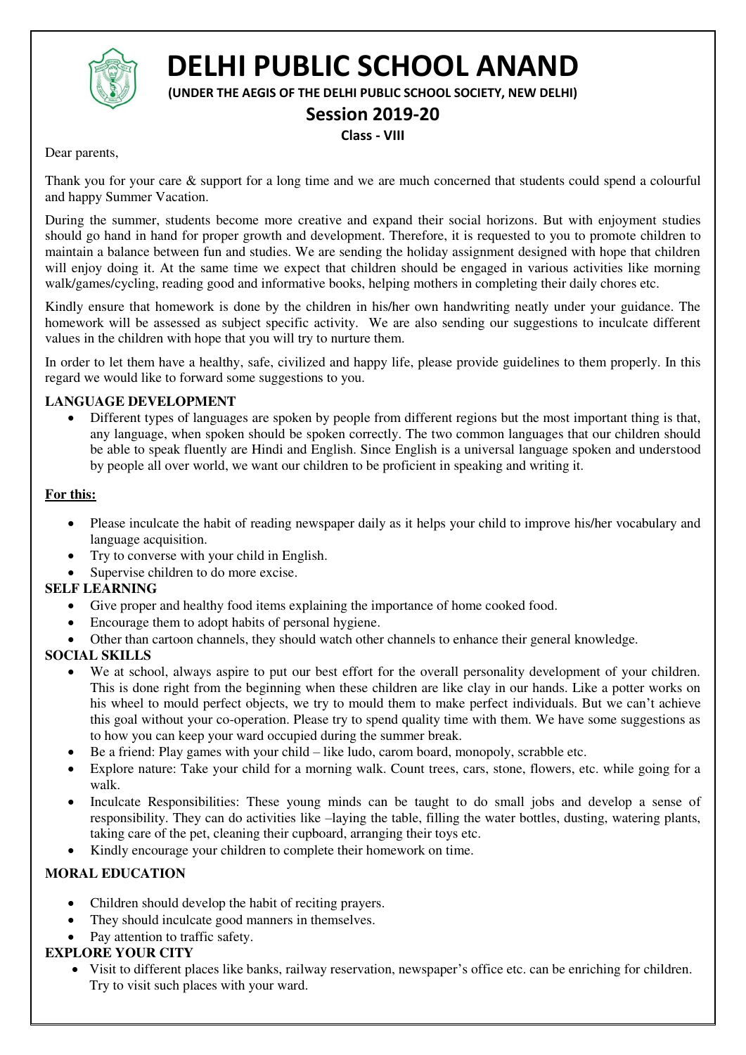# DELHI PUBLIC SCHOOL ANAND

**(UNDER THE AEGIS OF THE DELHI PUBLIC SCHOOL SOCIETY, NEW DELHI)**

## Session 2019-20

**Class - VIII**

Dear parents,

Thank you for your care & support for a long time and we are much concerned that students could spend a colourful and happy Summer Vacation.

During the summer, students become more creative and expand their social horizons. But with enjoyment studies should go hand in hand for proper growth and development. Therefore, it is requested to you to promote children to maintain a balance between fun and studies. We are sending the holiday assignment designed with hope that children will enjoy doing it. At the same time we expect that children should be engaged in various activities like morning walk/games/cycling, reading good and informative books, helping mothers in completing their daily chores etc.

Kindly ensure that homework is done by the children in his/her own handwriting neatly under your guidance. The homework will be assessed as subject specific activity. We are also sending our suggestions to inculcate different values in the children with hope that you will try to nurture them.

In order to let them have a healthy, safe, civilized and happy life, please provide guidelines to them properly. In this regard we would like to forward some suggestions to you.

**LANGUAGE DEVELOPMENT**

- Different types of languages are spoken by people from different regions but the most important thing is that, any language, when spoken should be spoken correctly. The two common languages that our children should be able to speak fluently are Hindi and English. Since English is a universal language spoken and understood by people all over world, we want our children to be proficient in speaking and writing it.

**For this:**

- Please inculcate the habit of reading newspaper daily as it helps your child to improve his/her vocabulary and language acquisition.
- Try to converse with your child in English.
- Supervise children to do more excise.

**SELF LEARNING**

- Give proper and healthy food items explaining the importance of home cooked food.
- Encourage them to adopt habits of personal hygiene.
- Other than cartoon channels, they should watch other channels to enhance their general knowledge.

**SOCIAL SKILLS**

- We at school, always aspire to put our best effort for the overall personality development of your children. This is done right from the beginning when these children are like clay in our hands. Like a potter works on his wheel to mould perfect objects, we try to mould them to make perfect individuals. But we can't achieve this goal without your co-operation. Please try to spend quality time with them. We have some suggestions as to how you can keep your ward occupied during the summer break.
- Be a friend: Play games with your child – like ludo, carom board, monopoly, scrabble etc.
- Explore nature: Take your child for a morning walk. Count trees, cars, stone, flowers, etc. while going for a walk.
- Inculcate Responsibilities: These young minds can be taught to do small jobs and develop a sense of responsibility. They can do activities like –laying the table, filling the water bottles, dusting, watering plants, taking care of the pet, cleaning their cupboard, arranging their toys etc.
- Kindly encourage your children to complete their homework on time.

**MORAL EDUCATION**

- Children should develop the habit of reciting prayers.
- They should inculcate good manners in themselves.
- Pay attention to traffic safety.

**EXPLORE YOUR CITY**

- Visit to different places like banks, railway reservation, newspaper's office etc. can be enriching for children. Try to visit such places with your ward.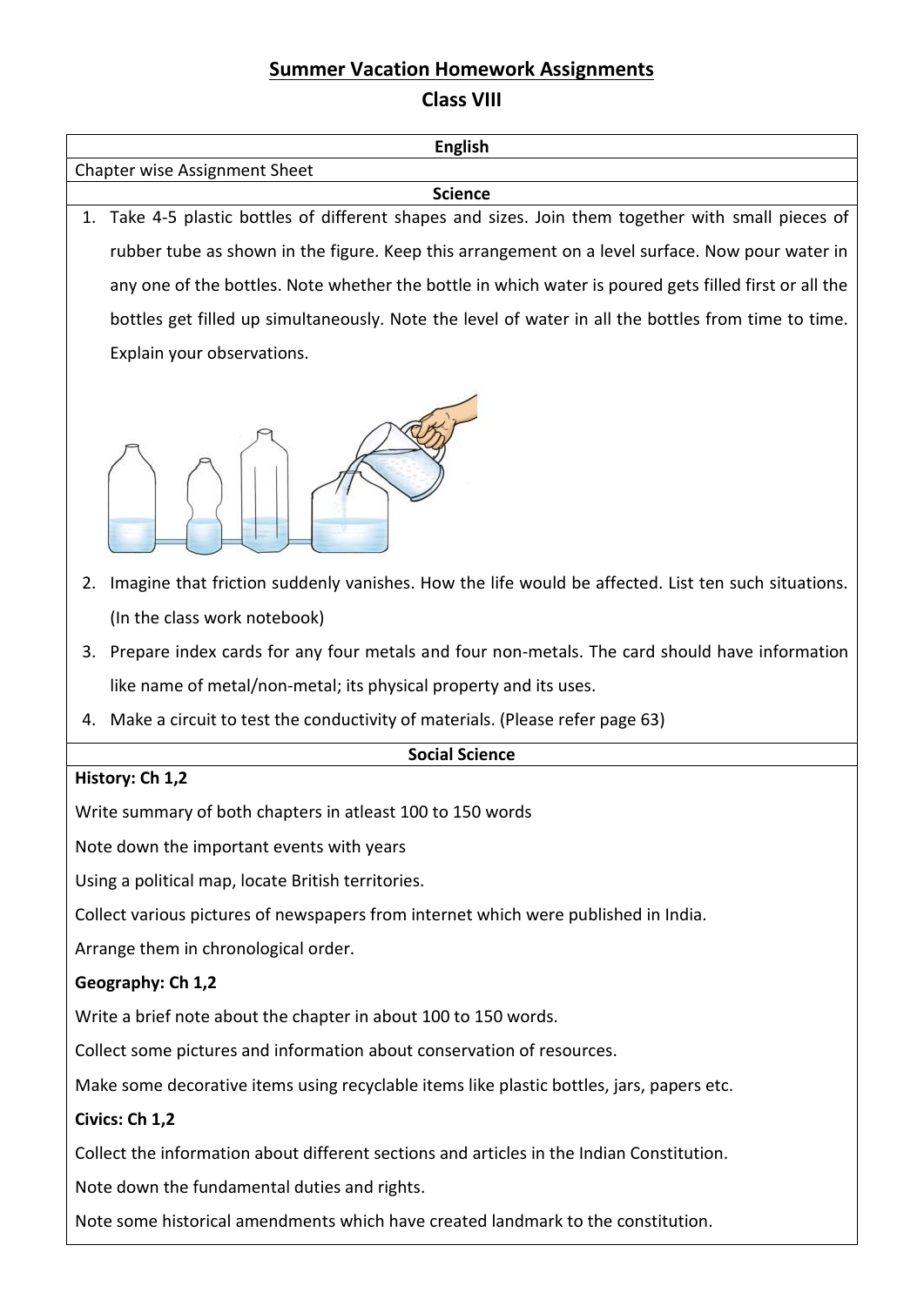# Summer Vacation Homework Assignments

## Class VIII

### English

Chapter wise Assignment Sheet

### Science

1. Take 4-5 plastic bottles of different shapes and sizes. Join them together with small pieces of rubber tube as shown in the figure. Keep this arrangement on a level surface. Now pour water in any one of the bottles. Note whether the bottle in which water is poured gets filled first or all the bottles get filled up simultaneously. Note the level of water in all the bottles from time to time. Explain your observations.
2. Imagine that friction suddenly vanishes. How the life would be affected. List ten such situations. (In the class work notebook)
3. Prepare index cards for any four metals and four non-metals. The card should have information like name of metal/non-metal; its physical property and its uses.
4. Make a circuit to test the conductivity of materials. (Please refer page 63)

### Social Science

**History: Ch 1,2**

Write summary of both chapters in atleast 100 to 150 words

Note down the important events with years

Using a political map, locate British territories.

Collect various pictures of newspapers from internet which were published in India.

Arrange them in chronological order.

**Geography: Ch 1,2**

Write a brief note about the chapter in about 100 to 150 words.

Collect some pictures and information about conservation of resources.

Make some decorative items using recyclable items like plastic bottles, jars, papers etc.

**Civics: Ch 1,2**

Collect the information about different sections and articles in the Indian Constitution.

Note down the fundamental duties and rights.

Note some historical amendments which have created landmark to the constitution.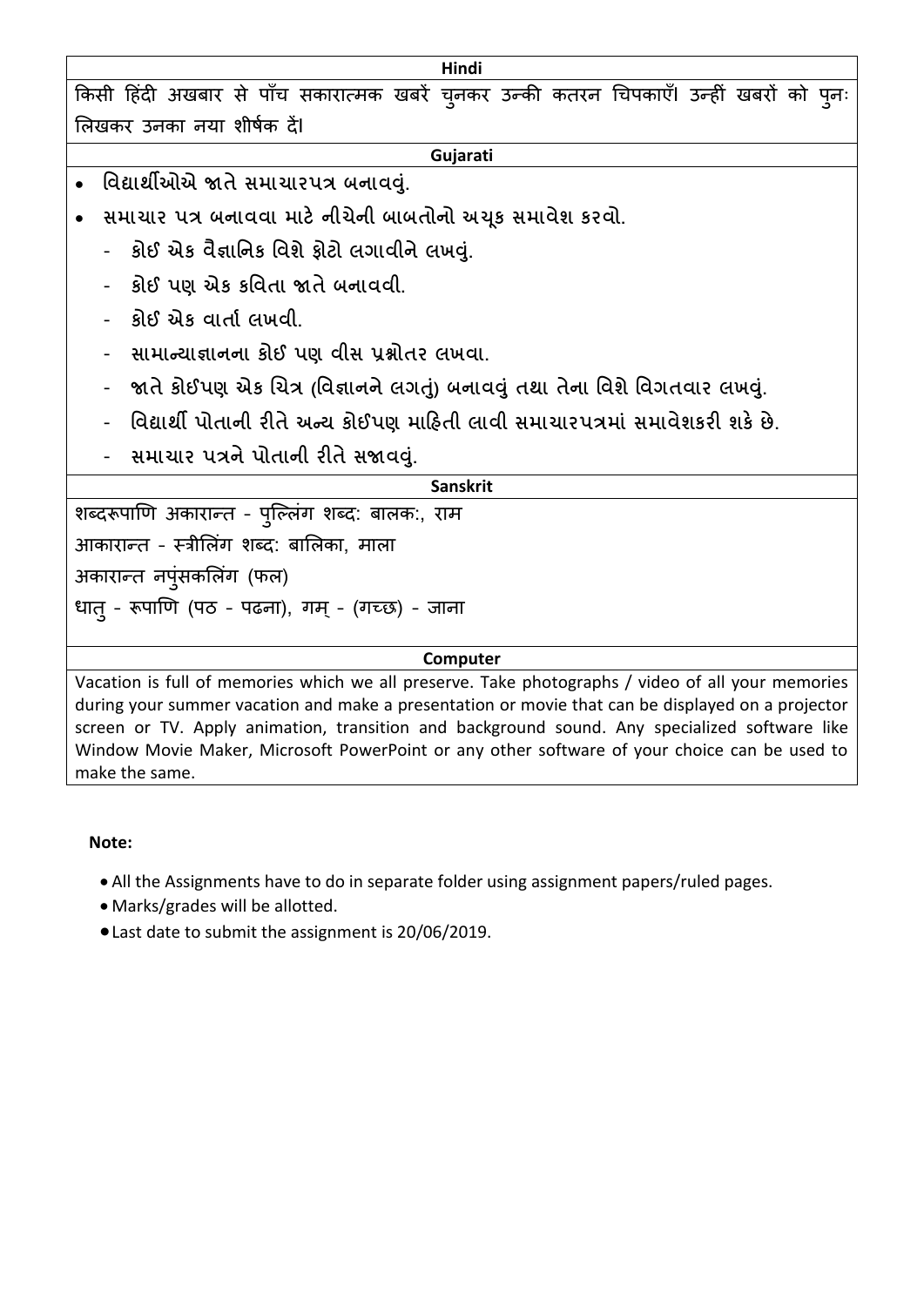### Hindi

किसी हिंदी अखबार से पाँच सकारात्मक खबरें चुनकर उन्की कतरन चिपकाएँ। उन्हीं खबरों को पुनः लिखकर उनका नया शीर्षक दें।

### Gujarati

- વિદ્યાર્થીઓએ જાતે સમાચારપત્ર બનાવવું.
- સમાચાર પત્ર બનાવવા માટે નીચેની બાબતોનો અચૂક સમાવેશ કરવો.
  - કોઈ એક વૈજ્ઞાનિક વિશે ફોટો લગાવીને લખવું.
  - કોઈ પણ એક કવિતા જાતે બનાવવી.
  - કોઈ એક વાર્તા લખવી.
  - સામાન્યાજ્ઞાનના કોઈ પણ વીસ પ્રશ્નોતર લખવા.
  - જાતે કોઈપણ એક ચિત્ર (વિજ્ઞાનને લગતું) બનાવવું તથા તેના વિશે વિગતવાર લખવું.
  - વિદ્યાર્થી પોતાની રીતે અન્ય કોઈપણ માહિતી લાવી સમાચારપત્રમાં સમાવેશકરી શકે છે.
  - સમાચાર પત્રને પોતાની રીતે સજાવવું.

### Sanskrit

शब्दरूपाणि अकारान्त - पुल्लिंग शब्दः बालकः, राम

आकारान्त - स्त्रीलिंग शब्दः बालिका, माला

अकारान्त नपुंसकलिंग (फल)

धातु - रूपाणि (पठ - पढना), गम् - (गच्छ) - जाना

### Computer

Vacation is full of memories which we all preserve. Take photographs / video of all your memories during your summer vacation and make a presentation or movie that can be displayed on a projector screen or TV. Apply animation, transition and background sound. Any specialized software like Window Movie Maker, Microsoft PowerPoint or any other software of your choice can be used to make the same.

**Note:**

- All the Assignments have to do in separate folder using assignment papers/ruled pages.
- Marks/grades will be allotted.
- Last date to submit the assignment is 20/06/2019.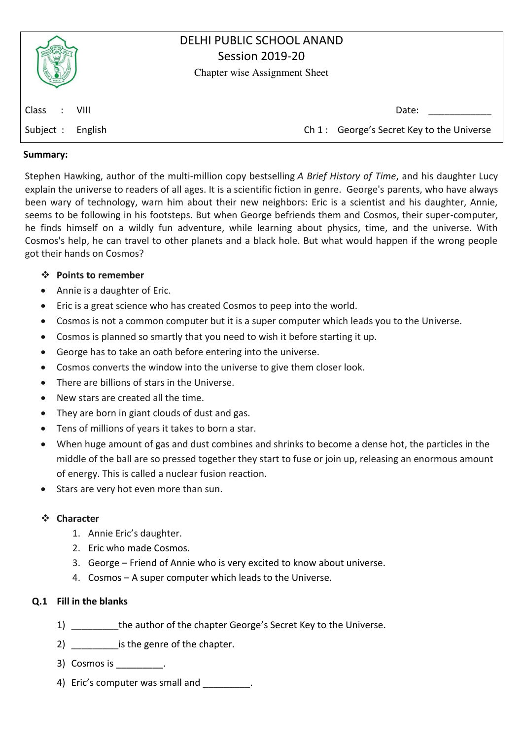# DELHI PUBLIC SCHOOL ANAND
## Session 2019-20
### Chapter wise Assignment Sheet

| | |
|---|---|
| Class : VIII | Date: ____________ |
| Subject : English | Ch 1 : George's Secret Key to the Universe |

**Summary:**

Stephen Hawking, author of the multi-million copy bestselling *A Brief History of Time*, and his daughter Lucy explain the universe to readers of all ages. It is a scientific fiction in genre. George's parents, who have always been wary of technology, warn him about their new neighbors: Eric is a scientist and his daughter, Annie, seems to be following in his footsteps. But when George befriends them and Cosmos, their super-computer, he finds himself on a wildly fun adventure, while learning about physics, time, and the universe. With Cosmos's help, he can travel to other planets and a black hole. But what would happen if the wrong people got their hands on Cosmos?

❖ **Points to remember**

- Annie is a daughter of Eric.
- Eric is a great science who has created Cosmos to peep into the world.
- Cosmos is not a common computer but it is a super computer which leads you to the Universe.
- Cosmos is planned so smartly that you need to wish it before starting it up.
- George has to take an oath before entering into the universe.
- Cosmos converts the window into the universe to give them closer look.
- There are billions of stars in the Universe.
- New stars are created all the time.
- They are born in giant clouds of dust and gas.
- Tens of millions of years it takes to born a star.
- When huge amount of gas and dust combines and shrinks to become a dense hot, the particles in the middle of the ball are so pressed together they start to fuse or join up, releasing an enormous amount of energy. This is called a nuclear fusion reaction.
- Stars are very hot even more than sun.

❖ **Character**

1. Annie Eric's daughter.
2. Eric who made Cosmos.
3. George – Friend of Annie who is very excited to know about universe.
4. Cosmos – A super computer which leads to the Universe.

**Q.1 Fill in the blanks**

1) _________the author of the chapter George's Secret Key to the Universe.
2) _________is the genre of the chapter.
3) Cosmos is _________.
4) Eric's computer was small and _________.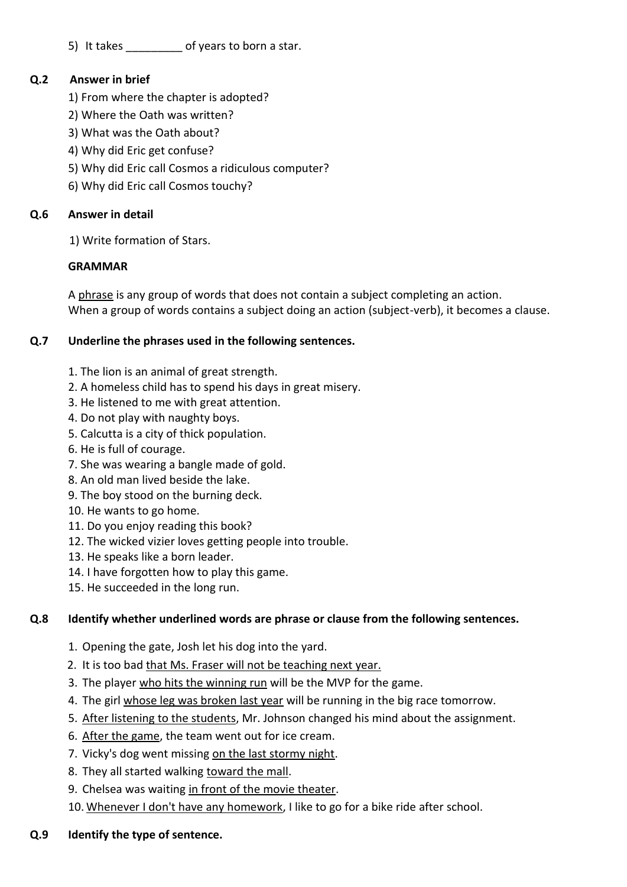5) It takes _________ of years to born a star.

**Q.2 Answer in brief**

1) From where the chapter is adopted?
2) Where the Oath was written?
3) What was the Oath about?
4) Why did Eric get confuse?
5) Why did Eric call Cosmos a ridiculous computer?
6) Why did Eric call Cosmos touchy?

**Q.6 Answer in detail**

1) Write formation of Stars.

**GRAMMAR**

A <u>phrase</u> is any group of words that does not contain a subject completing an action.
When a group of words contains a subject doing an action (subject-verb), it becomes a clause.

**Q.7 Underline the phrases used in the following sentences.**

1. The lion is an animal of great strength.
2. A homeless child has to spend his days in great misery.
3. He listened to me with great attention.
4. Do not play with naughty boys.
5. Calcutta is a city of thick population.
6. He is full of courage.
7. She was wearing a bangle made of gold.
8. An old man lived beside the lake.
9. The boy stood on the burning deck.
10. He wants to go home.
11. Do you enjoy reading this book?
12. The wicked vizier loves getting people into trouble.
13. He speaks like a born leader.
14. I have forgotten how to play this game.
15. He succeeded in the long run.

**Q.8 Identify whether underlined words are phrase or clause from the following sentences.**

1. Opening the gate, Josh let his dog into the yard.
2. It is too bad <u>that Ms. Fraser will not be teaching next year.</u>
3. The player <u>who hits the winning run</u> will be the MVP for the game.
4. The girl <u>whose leg was broken last year</u> will be running in the big race tomorrow.
5. <u>After listening to the students</u>, Mr. Johnson changed his mind about the assignment.
6. <u>After the game</u>, the team went out for ice cream.
7. Vicky's dog went missing <u>on the last stormy night</u>.
8. They all started walking <u>toward the mall</u>.
9. Chelsea was waiting <u>in front of the movie theater</u>.
10. <u>Whenever I don't have any homework</u>, I like to go for a bike ride after school.

**Q.9 Identify the type of sentence.**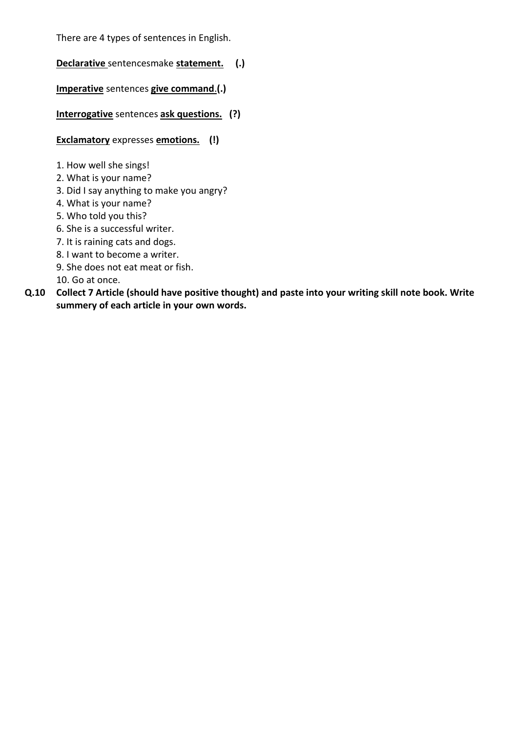There are 4 types of sentences in English.

**Declarative** sentencesmake **statement. (.)**

**Imperative** sentences **give command**.**(.)**

**Interrogative** sentences **ask questions. (?)**

**Exclamatory** expresses **emotions. (!)**

1. How well she sings!
2. What is your name?
3. Did I say anything to make you angry?
4. What is your name?
5. Who told you this?
6. She is a successful writer.
7. It is raining cats and dogs.
8. I want to become a writer.
9. She does not eat meat or fish.
10. Go at once.

**Q.10 Collect 7 Article (should have positive thought) and paste into your writing skill note book. Write summery of each article in your own words.**